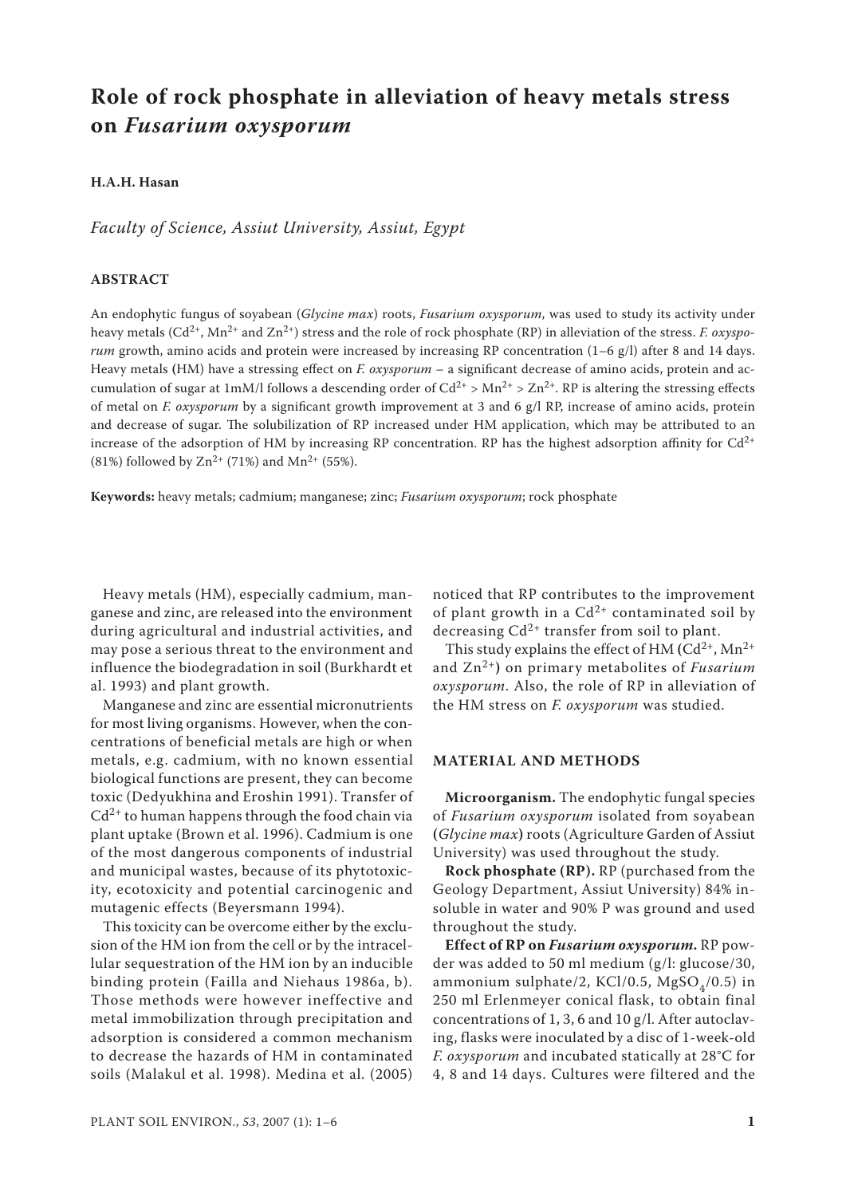# Role of rock phosphate in alleviation of heavy metals stress on *Fusarium oxysporum*

**H.A.H. Hasan**

*Faculty of Science, Assiut University, Assiut, Egypt*

## ABSTRACT

An endophytic fungus of soyabean (*Glycine max*) roots, *Fusarium oxysporum*, was used to study its activity under heavy metals ($Cd^{2+}$, $Mn^{2+}$ and $Zn^{2+}$) stress and the role of rock phosphate (RP) in alleviation of the stress. *F. oxysporum* growth, amino acids and protein were increased by increasing RP concentration (1–6 g/l) after 8 and 14 days. Heavy metals (HM) have a stressing effect on *F. oxysporum* – a significant decrease of amino acids, protein and accumulation of sugar at 1mM/l follows a descending order of $Cd^{2+} > Mn^{2+} > Zn^{2+}$. RP is altering the stressing effects of metal on *F. oxysporum* by a significant growth improvement at 3 and 6 g/l RP, increase of amino acids, protein and decrease of sugar. The solubilization of RP increased under HM application, which may be attributed to an increase of the adsorption of HM by increasing RP concentration. RP has the highest adsorption affinity for $Cd^{2+}$ (81%) followed by $Zn^{2+}$ (71%) and $Mn^{2+}$ (55%).

**Keywords:** heavy metals; cadmium; manganese; zinc; *Fusarium oxysporum*; rock phosphate

Heavy metals (HM), especially cadmium, manganese and zinc, are released into the environment during agricultural and industrial activities, and may pose a serious threat to the environment and influence the biodegradation in soil (Burkhardt et al. 1993) and plant growth.

Manganese and zinc are essential micronutrients for most living organisms. However, when the concentrations of beneficial metals are high or when metals, e.g. cadmium, with no known essential biological functions are present, they can become toxic (Dedyukhina and Eroshin 1991). Transfer of $Cd^{2+}$ to human happens through the food chain via plant uptake (Brown et al. 1996). Cadmium is one of the most dangerous components of industrial and municipal wastes, because of its phytotoxicity, ecotoxicity and potential carcinogenic and mutagenic effects (Beyersmann 1994).

This toxicity can be overcome either by the exclusion of the HM ion from the cell or by the intracellular sequestration of the HM ion by an inducible binding protein (Failla and Niehaus 1986a, b). Those methods were however ineffective and metal immobilization through precipitation and adsorption is considered a common mechanism to decrease the hazards of HM in contaminated soils (Malakul et al. 1998). Medina et al. (2005) noticed that RP contributes to the improvement of plant growth in a $Cd^{2+}$ contaminated soil by decreasing $Cd^{2+}$ transfer from soil to plant.

This study explains the effect of HM ($Cd^{2+}$, $Mn^{2+}$ and $Zn^{2+}$) on primary metabolites of *Fusarium oxysporum*. Also, the role of RP in alleviation of the HM stress on *F. oxysporum* was studied.

## MATERIAL AND METHODS

**Microorganism.** The endophytic fungal species of *Fusarium oxysporum* isolated from soyabean (*Glycine max*) roots (Agriculture Garden of Assiut University) was used throughout the study.

**Rock phosphate (RP).** RP (purchased from the Geology Department, Assiut University) 84% insoluble in water and 90% P was ground and used throughout the study.

**Effect of RP on *Fusarium oxysporum*.** RP powder was added to 50 ml medium (g/l: glucose/30, ammonium sulphate/2, KCl/0.5, $MgSO_4$/0.5) in 250 ml Erlenmeyer conical flask, to obtain final concentrations of 1, 3, 6 and 10 g/l. After autoclaving, flasks were inoculated by a disc of 1-week-old *F. oxysporum* and incubated statically at 28°C for 4, 8 and 14 days. Cultures were filtered and the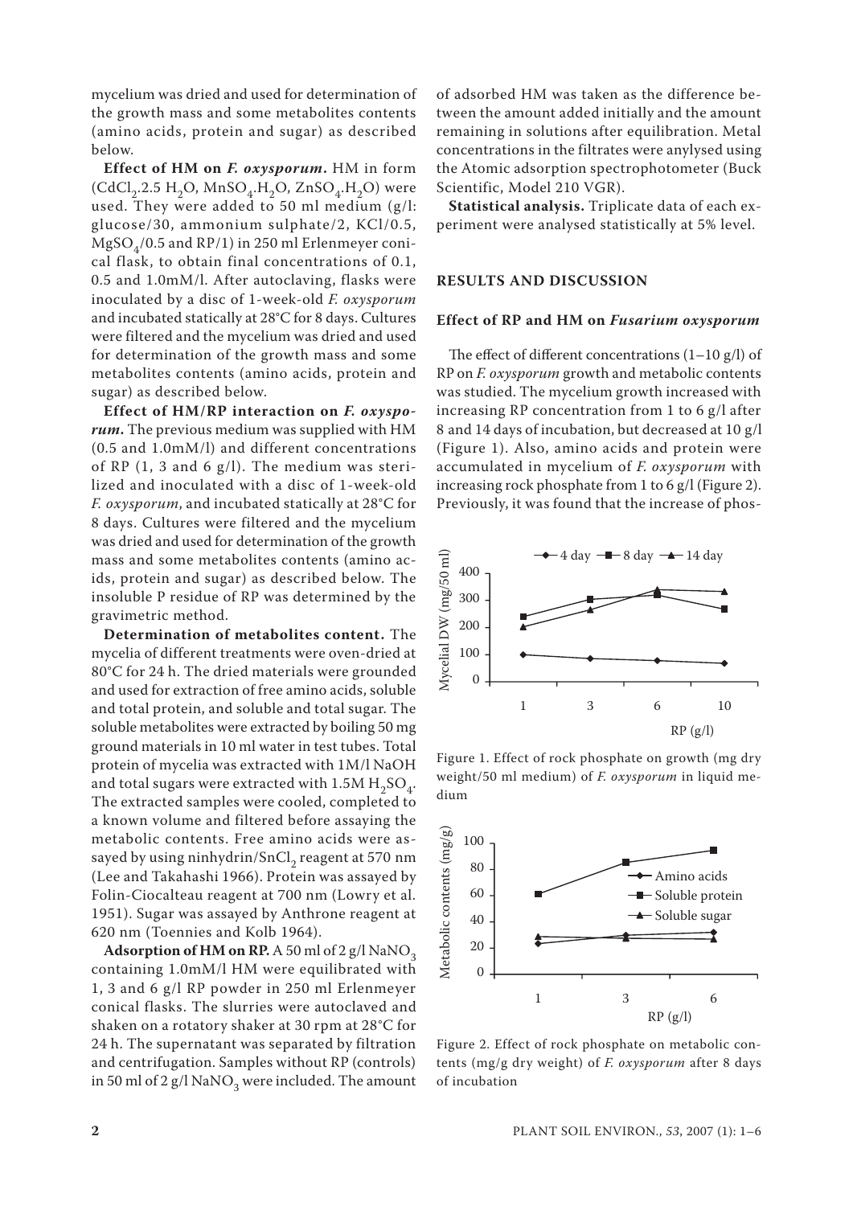mycelium was dried and used for determination of the growth mass and some metabolites contents (amino acids, protein and sugar) as described below.

**Effect of HM on *F. oxysporum*.** HM in form ($CdCl_2.2.5\ H_2O$, $MnSO_4.H_2O$, $ZnSO_4.H_2O$) were used. They were added to 50 ml medium (g/l: glucose/30, ammonium sulphate/2, KCl/0.5, $MgSO_4$/0.5 and RP/1) in 250 ml Erlenmeyer conical flask, to obtain final concentrations of 0.1, 0.5 and 1.0mM/l. After autoclaving, flasks were inoculated by a disc of 1-week-old *F. oxysporum* and incubated statically at 28°C for 8 days. Cultures were filtered and the mycelium was dried and used for determination of the growth mass and some metabolites contents (amino acids, protein and sugar) as described below.

**Effect of HM/RP interaction on *F. oxysporum*.** The previous medium was supplied with HM (0.5 and 1.0mM/l) and different concentrations of RP (1, 3 and 6 g/l). The medium was sterilized and inoculated with a disc of 1-week-old *F. oxysporum*, and incubated statically at 28°C for 8 days. Cultures were filtered and the mycelium was dried and used for determination of the growth mass and some metabolites contents (amino acids, protein and sugar) as described below. The insoluble P residue of RP was determined by the gravimetric method.

**Determination of metabolites content.** The mycelia of different treatments were oven-dried at 80°C for 24 h. The dried materials were grounded and used for extraction of free amino acids, soluble and total protein, and soluble and total sugar. The soluble metabolites were extracted by boiling 50 mg ground materials in 10 ml water in test tubes. Total protein of mycelia was extracted with 1M/l NaOH and total sugars were extracted with 1.5M $H_2SO_4$. The extracted samples were cooled, completed to a known volume and filtered before assaying the metabolic contents. Free amino acids were assayed by using ninhydrin/$SnCl_2$ reagent at 570 nm (Lee and Takahashi 1966). Protein was assayed by Folin-Ciocalteau reagent at 700 nm (Lowry et al. 1951). Sugar was assayed by Anthrone reagent at 620 nm (Toennies and Kolb 1964).

**Adsorption of HM on RP.** A 50 ml of 2 g/l $NaNO_3$ containing 1.0mM/l HM were equilibrated with 1, 3 and 6 g/l RP powder in 250 ml Erlenmeyer conical flasks. The slurries were autoclaved and shaken on a rotatory shaker at 30 rpm at 28°C for 24 h. The supernatant was separated by filtration and centrifugation. Samples without RP (controls) in 50 ml of 2 g/l $NaNO_3$ were included. The amount of adsorbed HM was taken as the difference between the amount added initially and the amount remaining in solutions after equilibration. Metal concentrations in the filtrates were anylysed using the Atomic adsorption spectrophotometer (Buck Scientific, Model 210 VGR).

**Statistical analysis.** Triplicate data of each experiment were analysed statistically at 5% level.

## RESULTS AND DISCUSSION

### Effect of RP and HM on *Fusarium oxysporum*

The effect of different concentrations (1–10 g/l) of RP on *F. oxysporum* growth and metabolic contents was studied. The mycelium growth increased with increasing RP concentration from 1 to 6 g/l after 8 and 14 days of incubation, but decreased at 10 g/l (Figure 1). Also, amino acids and protein were accumulated in mycelium of *F. oxysporum* with increasing rock phosphate from 1 to 6 g/l (Figure 2). Previously, it was found that the increase of phos-

Figure 1. Effect of rock phosphate on growth (mg dry weight/50 ml medium) of *F. oxysporum* in liquid medium

Figure 2. Effect of rock phosphate on metabolic contents (mg/g dry weight) of *F. oxysporum* after 8 days of incubation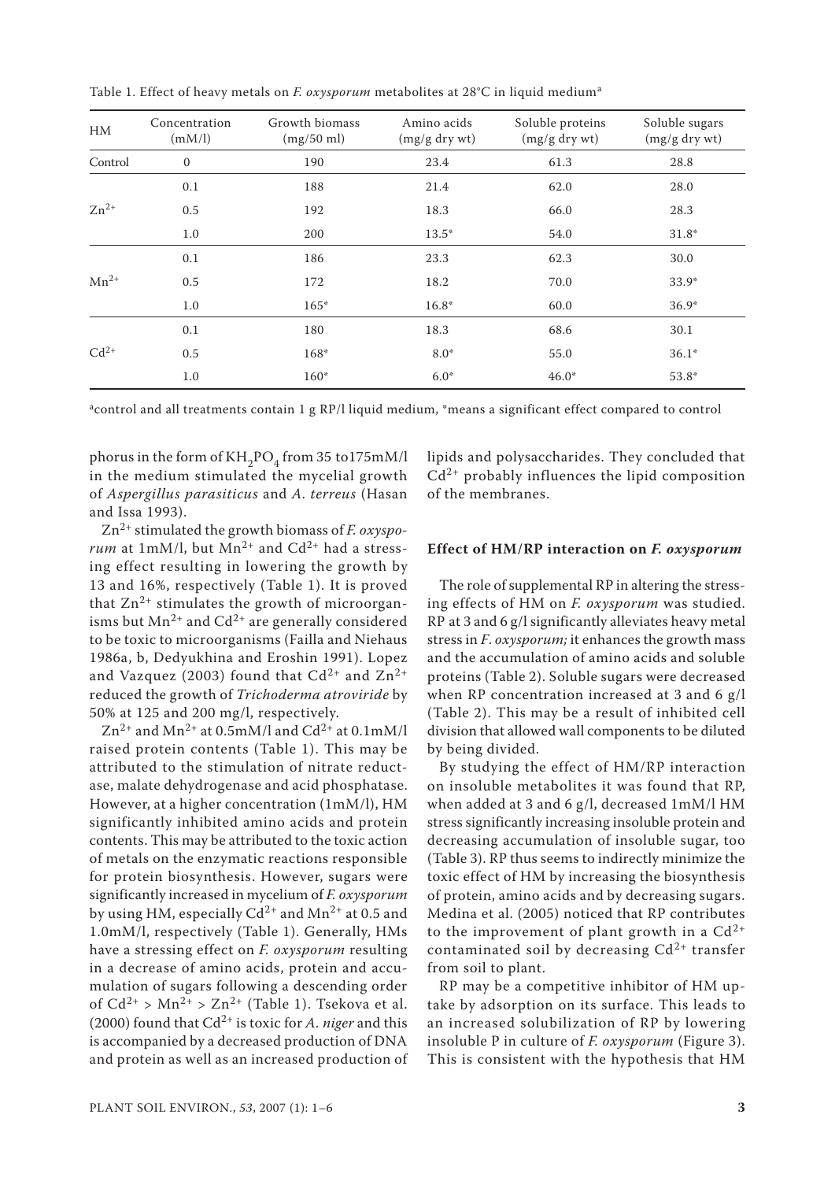Table 1. Effect of heavy metals on *F. oxysporum* metabolites at 28°C in liquid medium[a]

| HM | Concentration (mM/l) | Growth biomass (mg/50 ml) | Amino acids (mg/g dry wt) | Soluble proteins (mg/g dry wt) | Soluble sugars (mg/g dry wt) |
|---|---|---|---|---|---|
| Control | 0 | 190 | 23.4 | 61.3 | 28.8 |
| $Zn^{2+}$ | 0.1 | 188 | 21.4 | 62.0 | 28.0 |
| | 0.5 | 192 | 18.3 | 66.0 | 28.3 |
| | 1.0 | 200 | 13.5* | 54.0 | 31.8* |
| $Mn^{2+}$ | 0.1 | 186 | 23.3 | 62.3 | 30.0 |
| | 0.5 | 172 | 18.2 | 70.0 | 33.9* |
| | 1.0 | 165* | 16.8* | 60.0 | 36.9* |
| $Cd^{2+}$ | 0.1 | 180 | 18.3 | 68.6 | 30.1 |
| | 0.5 | 168* | 8.0* | 55.0 | 36.1* |
| | 1.0 | 160* | 6.0* | 46.0* | 53.8* |

[a]control and all treatments contain 1 g RP/l liquid medium, *means a significant effect compared to control

phorus in the form of $KH_2PO_4$ from 35 to175mM/l in the medium stimulated the mycelial growth of *Aspergillus parasiticus* and *A. terreus* (Hasan and Issa 1993).

$Zn^{2+}$ stimulated the growth biomass of *F. oxysporum* at 1mM/l, but $Mn^{2+}$ and $Cd^{2+}$ had a stressing effect resulting in lowering the growth by 13 and 16%, respectively (Table 1). It is proved that $Zn^{2+}$ stimulates the growth of microorganisms but $Mn^{2+}$ and $Cd^{2+}$ are generally considered to be toxic to microorganisms (Failla and Niehaus 1986a, b, Dedyukhina and Eroshin 1991). Lopez and Vazquez (2003) found that $Cd^{2+}$ and $Zn^{2+}$ reduced the growth of *Trichoderma atroviride* by 50% at 125 and 200 mg/l, respectively.

$Zn^{2+}$ and $Mn^{2+}$ at 0.5mM/l and $Cd^{2+}$ at 0.1mM/l raised protein contents (Table 1). This may be attributed to the stimulation of nitrate reductase, malate dehydrogenase and acid phosphatase. However, at a higher concentration (1mM/l), HM significantly inhibited amino acids and protein contents. This may be attributed to the toxic action of metals on the enzymatic reactions responsible for protein biosynthesis. However, sugars were significantly increased in mycelium of *F. oxysporum* by using HM, especially $Cd^{2+}$ and $Mn^{2+}$ at 0.5 and 1.0mM/l, respectively (Table 1). Generally, HMs have a stressing effect on *F. oxysporum* resulting in a decrease of amino acids, protein and accumulation of sugars following a descending order of $Cd^{2+} > Mn^{2+} > Zn^{2+}$ (Table 1). Tsekova et al. (2000) found that $Cd^{2+}$ is toxic for *A. niger* and this is accompanied by a decreased production of DNA and protein as well as an increased production of lipids and polysaccharides. They concluded that $Cd^{2+}$ probably influences the lipid composition of the membranes.

### Effect of HM/RP interaction on *F. oxysporum*

The role of supplemental RP in altering the stressing effects of HM on *F. oxysporum* was studied. RP at 3 and 6 g/l significantly alleviates heavy metal stress in *F. oxysporum;* it enhances the growth mass and the accumulation of amino acids and soluble proteins (Table 2). Soluble sugars were decreased when RP concentration increased at 3 and 6 g/l (Table 2). This may be a result of inhibited cell division that allowed wall components to be diluted by being divided.

By studying the effect of HM/RP interaction on insoluble metabolites it was found that RP, when added at 3 and 6 g/l, decreased 1mM/l HM stress significantly increasing insoluble protein and decreasing accumulation of insoluble sugar, too (Table 3). RP thus seems to indirectly minimize the toxic effect of HM by increasing the biosynthesis of protein, amino acids and by decreasing sugars. Medina et al. (2005) noticed that RP contributes to the improvement of plant growth in a $Cd^{2+}$ contaminated soil by decreasing $Cd^{2+}$ transfer from soil to plant.

RP may be a competitive inhibitor of HM uptake by adsorption on its surface. This leads to an increased solubilization of RP by lowering insoluble P in culture of *F. oxysporum* (Figure 3). This is consistent with the hypothesis that HM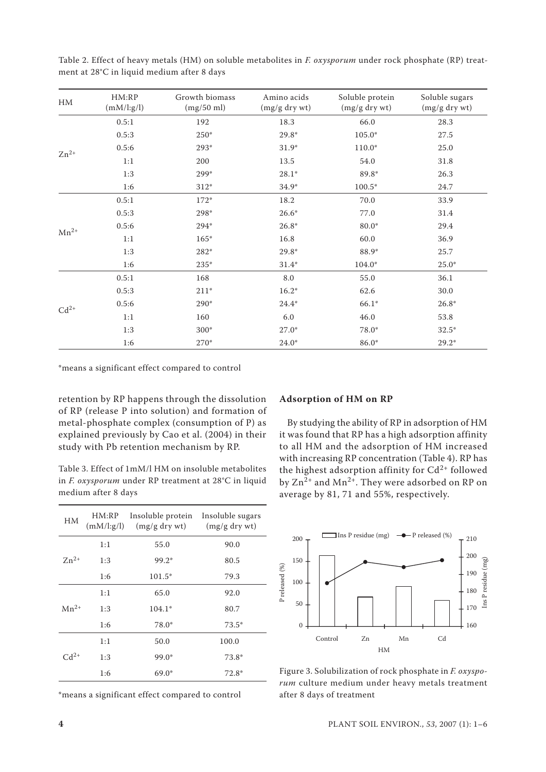Table 2. Effect of heavy metals (HM) on soluble metabolites in *F. oxysporum* under rock phosphate (RP) treatment at 28°C in liquid medium after 8 days

| HM | HM:RP (mM/l:g/l) | Growth biomass (mg/50 ml) | Amino acids (mg/g dry wt) | Soluble protein (mg/g dry wt) | Soluble sugars (mg/g dry wt) |
|---|---|---|---|---|---|
| $Zn^{2+}$ | 0.5:1 | 192 | 18.3 | 66.0 | 28.3 |
| | 0.5:3 | 250* | 29.8* | 105.0* | 27.5 |
| | 0.5:6 | 293* | 31.9* | 110.0* | 25.0 |
| | 1:1 | 200 | 13.5 | 54.0 | 31.8 |
| | 1:3 | 299* | 28.1* | 89.8* | 26.3 |
| | 1:6 | 312* | 34.9* | 100.5* | 24.7 |
| $Mn^{2+}$ | 0.5:1 | 172* | 18.2 | 70.0 | 33.9 |
| | 0.5:3 | 298* | 26.6* | 77.0 | 31.4 |
| | 0.5:6 | 294* | 26.8* | 80.0* | 29.4 |
| | 1:1 | 165* | 16.8 | 60.0 | 36.9 |
| | 1:3 | 282* | 29.8* | 88.9* | 25.7 |
| | 1:6 | 235* | 31.4* | 104.0* | 25.0* |
| $Cd^{2+}$ | 0.5:1 | 168 | 8.0 | 55.0 | 36.1 |
| | 0.5:3 | 211* | 16.2* | 62.6 | 30.0 |
| | 0.5:6 | 290* | 24.4* | 66.1* | 26.8* |
| | 1:1 | 160 | 6.0 | 46.0 | 53.8 |
| | 1:3 | 300* | 27.0* | 78.0* | 32.5* |
| | 1:6 | 270* | 24.0* | 86.0* | 29.2* |

*means a significant effect compared to control

retention by RP happens through the dissolution of RP (release P into solution) and formation of metal-phosphate complex (consumption of P) as explained previously by Cao et al. (2004) in their study with Pb retention mechanism by RP.

Table 3. Effect of 1mM/l HM on insoluble metabolites in *F. oxysporum* under RP treatment at 28°C in liquid medium after 8 days

| HM | HM:RP (mM/l:g/l) | Insoluble protein (mg/g dry wt) | Insoluble sugars (mg/g dry wt) |
|---|---|---|---|
| $Zn^{2+}$ | 1:1 | 55.0 | 90.0 |
| | 1:3 | 99.2* | 80.5 |
| | 1:6 | 101.5* | 79.3 |
| $Mn^{2+}$ | 1:1 | 65.0 | 92.0 |
| | 1:3 | 104.1* | 80.7 |
| | 1:6 | 78.0* | 73.5* |
| $Cd^{2+}$ | 1:1 | 50.0 | 100.0 |
| | 1:3 | 99.0* | 73.8* |
| | 1:6 | 69.0* | 72.8* |

*means a significant effect compared to control

**Adsorption of HM on RP**

By studying the ability of RP in adsorption of HM it was found that RP has a high adsorption affinity to all HM and the adsorption of HM increased with increasing RP concentration (Table 4). RP has the highest adsorption affinity for $Cd^{2+}$ followed by $Zn^{2+}$ and $Mn^{2+}$. They were adsorbed on RP on average by 81, 71 and 55%, respectively.

Figure 3. Solubilization of rock phosphate in *F. oxysporum* culture medium under heavy metals treatment after 8 days of treatment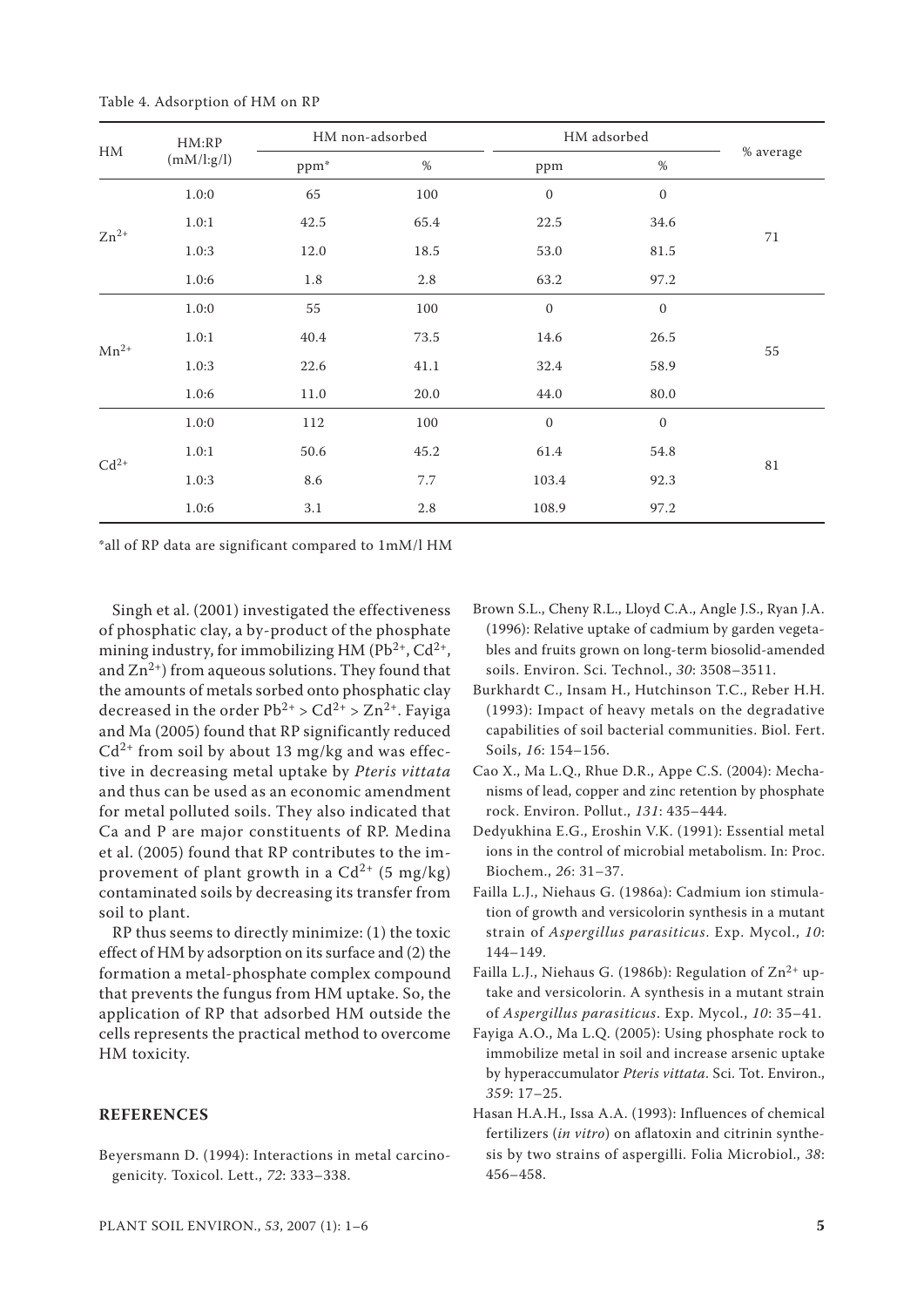Table 4. Adsorption of HM on RP

| HM | HM:RP (mM/l:g/l) | HM non-adsorbed | | HM adsorbed | | % average |
|---|---|---|---|---|---|---|
| | | ppm* | % | ppm | % | |
| $Zn^{2+}$ | 1.0:0 | 65 | 100 | 0 | 0 | 71 |
| | 1.0:1 | 42.5 | 65.4 | 22.5 | 34.6 | |
| | 1.0:3 | 12.0 | 18.5 | 53.0 | 81.5 | |
| | 1.0:6 | 1.8 | 2.8 | 63.2 | 97.2 | |
| $Mn^{2+}$ | 1.0:0 | 55 | 100 | 0 | 0 | 55 |
| | 1.0:1 | 40.4 | 73.5 | 14.6 | 26.5 | |
| | 1.0:3 | 22.6 | 41.1 | 32.4 | 58.9 | |
| | 1.0:6 | 11.0 | 20.0 | 44.0 | 80.0 | |
| $Cd^{2+}$ | 1.0:0 | 112 | 100 | 0 | 0 | 81 |
| | 1.0:1 | 50.6 | 45.2 | 61.4 | 54.8 | |
| | 1.0:3 | 8.6 | 7.7 | 103.4 | 92.3 | |
| | 1.0:6 | 3.1 | 2.8 | 108.9 | 97.2 | |

*all of RP data are significant compared to 1mM/l HM

Singh et al. (2001) investigated the effectiveness of phosphatic clay, a by-product of the phosphate mining industry, for immobilizing HM ($Pb^{2+}$, $Cd^{2+}$, and $Zn^{2+}$) from aqueous solutions. They found that the amounts of metals sorbed onto phosphatic clay decreased in the order $Pb^{2+} > Cd^{2+} > Zn^{2+}$. Fayiga and Ma (2005) found that RP significantly reduced $Cd^{2+}$ from soil by about 13 mg/kg and was effective in decreasing metal uptake by *Pteris vittata* and thus can be used as an economic amendment for metal polluted soils. They also indicated that Ca and P are major constituents of RP. Medina et al. (2005) found that RP contributes to the improvement of plant growth in a $Cd^{2+}$ (5 mg/kg) contaminated soils by decreasing its transfer from soil to plant.

RP thus seems to directly minimize: (1) the toxic effect of HM by adsorption on its surface and (2) the formation a metal-phosphate complex compound that prevents the fungus from HM uptake. So, the application of RP that adsorbed HM outside the cells represents the practical method to overcome HM toxicity.

## REFERENCES

Beyersmann D. (1994): Interactions in metal carcinogenicity. Toxicol. Lett., *72*: 333–338.

Brown S.L., Cheny R.L., Lloyd C.A., Angle J.S., Ryan J.A. (1996): Relative uptake of cadmium by garden vegetables and fruits grown on long-term biosolid-amended soils. Environ. Sci. Technol., *30*: 3508–3511.

Burkhardt C., Insam H., Hutchinson T.C., Reber H.H. (1993): Impact of heavy metals on the degradative capabilities of soil bacterial communities. Biol. Fert. Soils, *16*: 154–156.

Cao X., Ma L.Q., Rhue D.R., Appe C.S. (2004): Mechanisms of lead, copper and zinc retention by phosphate rock. Environ. Pollut., *131*: 435–444.

Dedyukhina E.G., Eroshin V.K. (1991): Essential metal ions in the control of microbial metabolism. In: Proc. Biochem., *26*: 31–37.

Failla L.J., Niehaus G. (1986a): Cadmium ion stimulation of growth and versicolorin synthesis in a mutant strain of *Aspergillus parasiticus*. Exp. Mycol., *10*: 144–149.

Failla L.J., Niehaus G. (1986b): Regulation of $Zn^{2+}$ uptake and versicolorin. A synthesis in a mutant strain of *Aspergillus parasiticus*. Exp. Mycol., *10*: 35–41.

Fayiga A.O., Ma L.Q. (2005): Using phosphate rock to immobilize metal in soil and increase arsenic uptake by hyperaccumulator *Pteris vittata*. Sci. Tot. Environ., *359*: 17–25.

Hasan H.A.H., Issa A.A. (1993): Influences of chemical fertilizers (*in vitro*) on aflatoxin and citrinin synthesis by two strains of aspergilli. Folia Microbiol., *38*: 456–458.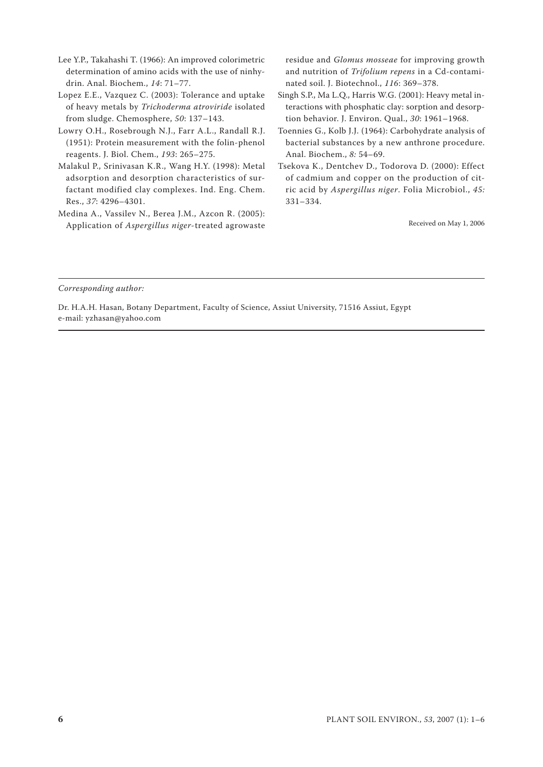Lee Y.P., Takahashi T. (1966): An improved colorimetric determination of amino acids with the use of ninhydrin. Anal. Biochem., *14*: 71–77.

Lopez E.E., Vazquez C. (2003): Tolerance and uptake of heavy metals by *Trichoderma atroviride* isolated from sludge. Chemosphere, *50*: 137–143.

Lowry O.H., Rosebrough N.J., Farr A.L., Randall R.J. (1951): Protein measurement with the folin-phenol reagents. J. Biol. Chem., *193*: 265–275.

Malakul P., Srinivasan K.R., Wang H.Y. (1998): Metal adsorption and desorption characteristics of surfactant modified clay complexes. Ind. Eng. Chem. Res., *37*: 4296–4301.

Medina A., Vassilev N., Berea J.M., Azcon R. (2005): Application of *Aspergillus niger*-treated agrowaste residue and *Glomus mosseae* for improving growth and nutrition of *Trifolium repens* in a Cd-contaminated soil. J. Biotechnol., *116*: 369–378.

Singh S.P., Ma L.Q., Harris W.G. (2001): Heavy metal interactions with phosphatic clay: sorption and desorption behavior. J. Environ. Qual., *30*: 1961–1968.

Toennies G., Kolb J.J. (1964): Carbohydrate analysis of bacterial substances by a new anthrone procedure. Anal. Biochem., *8:* 54–69.

Tsekova K., Dentchev D., Todorova D. (2000): Effect of cadmium and copper on the production of citric acid by *Aspergillus niger*. Folia Microbiol., *45:* 331–334.

Received on May 1, 2006

*Corresponding author:*

Dr. H.A.H. Hasan, Botany Department, Faculty of Science, Assiut University, 71516 Assiut, Egypt
e-mail: yzhasan@yahoo.com